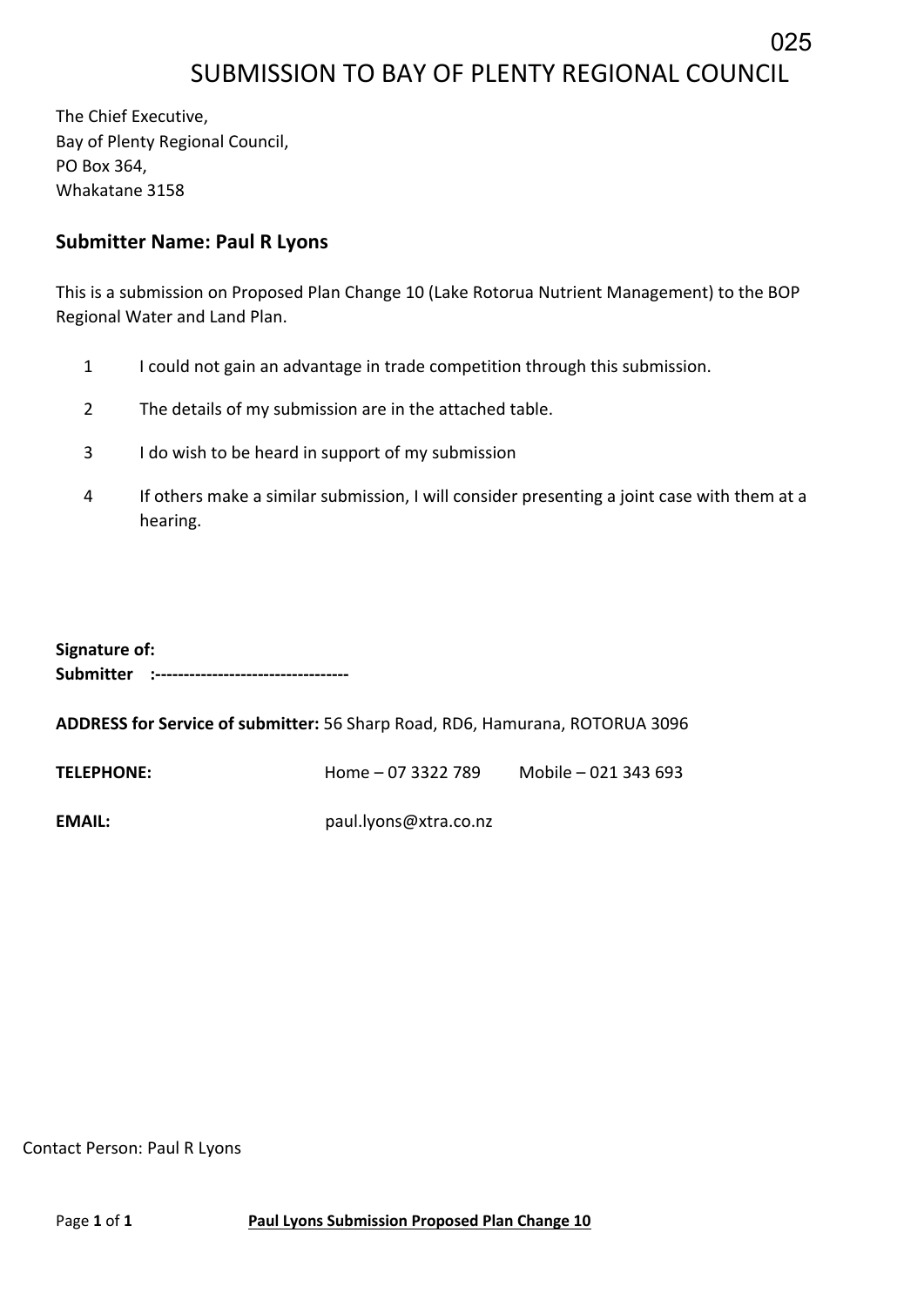025

# SUBMISSION TO BAY OF PLENTY REGIONAL COUNCIL

The Chief Executive,
Bay of Plenty Regional Council,
PO Box 364,
Whakatane 3158

### Submitter Name: Paul R Lyons

This is a submission on Proposed Plan Change 10 (Lake Rotorua Nutrient Management) to the BOP Regional Water and Land Plan.

1. I could not gain an advantage in trade competition through this submission.
2. The details of my submission are in the attached table.
3. I do wish to be heard in support of my submission
4. If others make a similar submission, I will consider presenting a joint case with them at a hearing.

**Signature of:**
**Submitter :----------------------------------**

**ADDRESS for Service of submitter:** 56 Sharp Road, RD6, Hamurana, ROTORUA 3096

**TELEPHONE:** Home – 07 3322 789 Mobile – 021 343 693

**EMAIL:** paul.lyons@xtra.co.nz

Contact Person: Paul R Lyons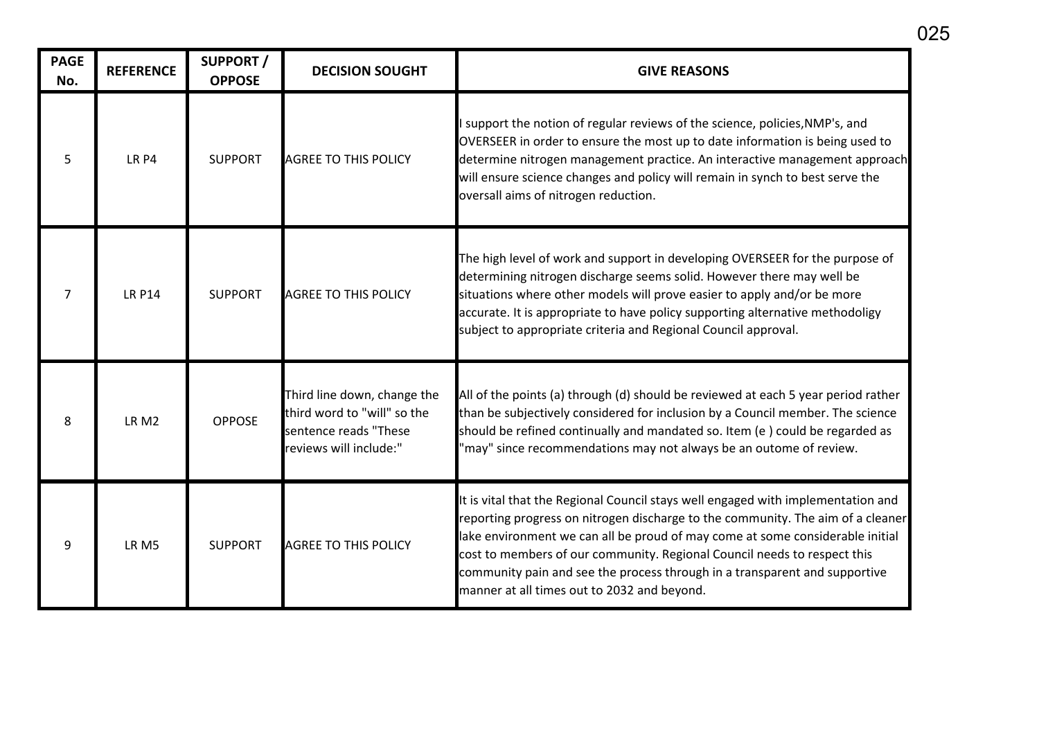| PAGE No. | REFERENCE | SUPPORT / OPPOSE | DECISION SOUGHT | GIVE REASONS |
| --- | --- | --- | --- | --- |
| 5 | LR P4 | SUPPORT | AGREE TO THIS POLICY | I support the notion of regular reviews of the science, policies,NMP's, and OVERSEER in order to ensure the most up to date information is being used to determine nitrogen management practice. An interactive management approach will ensure science changes and policy will remain in synch to best serve the oversall aims of nitrogen reduction. |
| 7 | LR P14 | SUPPORT | AGREE TO THIS POLICY | The high level of work and support in developing OVERSEER for the purpose of determining nitrogen discharge seems solid. However there may well be situations where other models will prove easier to apply and/or be more accurate. It is appropriate to have policy supporting alternative methodoligy subject to appropriate criteria and Regional Council approval. |
| 8 | LR M2 | OPPOSE | Third line down, change the third word to "will" so the sentence reads "These reviews will include:" | All of the points (a) through (d) should be reviewed at each 5 year period rather than be subjectively considered for inclusion by a Council member. The science should be refined continually and mandated so. Item (e ) could be regarded as "may" since recommendations may not always be an outome of review. |
| 9 | LR M5 | SUPPORT | AGREE TO THIS POLICY | It is vital that the Regional Council stays well engaged with implementation and reporting progress on nitrogen discharge to the community. The aim of a cleaner lake environment we can all be proud of may come at some considerable initial cost to members of our community. Regional Council needs to respect this community pain and see the process through in a transparent and supportive manner at all times out to 2032 and beyond. |